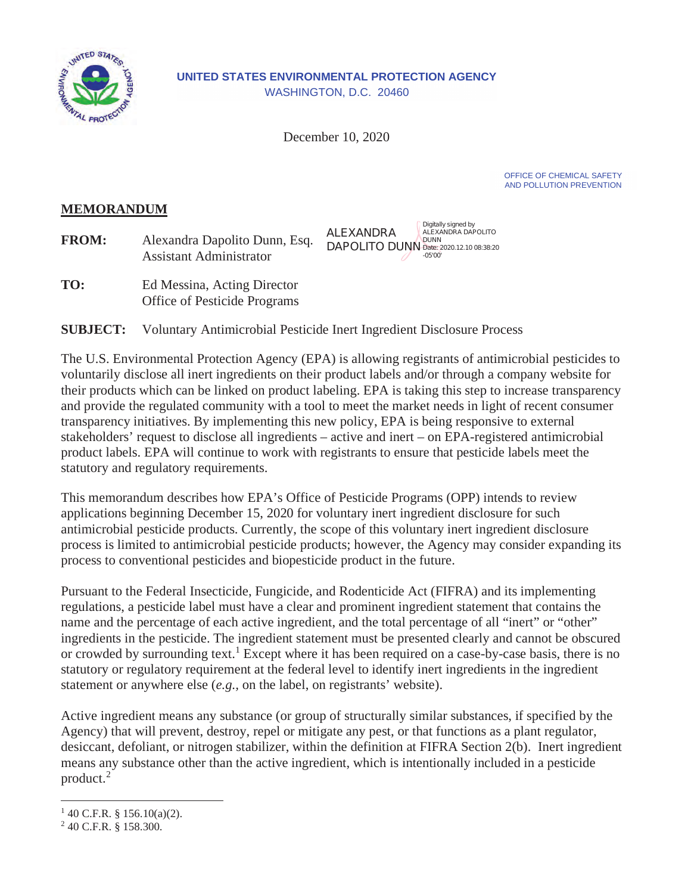UNITED STATES ENVIRONMENTAL PROTECTION AGENCY
WASHINGTON, D.C. 20460

December 10, 2020

OFFICE OF CHEMICAL SAFETY
AND POLLUTION PREVENTION

**MEMORANDUM**

**FROM:** Alexandra Dapolito Dunn, Esq.
Assistant Administrator

ALEXANDRA DAPOLITO DUNN
Digitally signed by ALEXANDRA DAPOLITO DUNN
Date: 2020.12.10 08:38:20 -05'00'

**TO:** Ed Messina, Acting Director
Office of Pesticide Programs

**SUBJECT:** Voluntary Antimicrobial Pesticide Inert Ingredient Disclosure Process

The U.S. Environmental Protection Agency (EPA) is allowing registrants of antimicrobial pesticides to voluntarily disclose all inert ingredients on their product labels and/or through a company website for their products which can be linked on product labeling. EPA is taking this step to increase transparency and provide the regulated community with a tool to meet the market needs in light of recent consumer transparency initiatives. By implementing this new policy, EPA is being responsive to external stakeholders' request to disclose all ingredients – active and inert – on EPA-registered antimicrobial product labels. EPA will continue to work with registrants to ensure that pesticide labels meet the statutory and regulatory requirements.

This memorandum describes how EPA's Office of Pesticide Programs (OPP) intends to review applications beginning December 15, 2020 for voluntary inert ingredient disclosure for such antimicrobial pesticide products. Currently, the scope of this voluntary inert ingredient disclosure process is limited to antimicrobial pesticide products; however, the Agency may consider expanding its process to conventional pesticides and biopesticide product in the future.

Pursuant to the Federal Insecticide, Fungicide, and Rodenticide Act (FIFRA) and its implementing regulations, a pesticide label must have a clear and prominent ingredient statement that contains the name and the percentage of each active ingredient, and the total percentage of all "inert" or "other" ingredients in the pesticide. The ingredient statement must be presented clearly and cannot be obscured or crowded by surrounding text.[1] Except where it has been required on a case-by-case basis, there is no statutory or regulatory requirement at the federal level to identify inert ingredients in the ingredient statement or anywhere else (*e.g.*, on the label, on registrants' website).

Active ingredient means any substance (or group of structurally similar substances, if specified by the Agency) that will prevent, destroy, repel or mitigate any pest, or that functions as a plant regulator, desiccant, defoliant, or nitrogen stabilizer, within the definition at FIFRA Section 2(b). Inert ingredient means any substance other than the active ingredient, which is intentionally included in a pesticide product.[2]

---

[1] 40 C.F.R. § 156.10(a)(2).
[2] 40 C.F.R. § 158.300.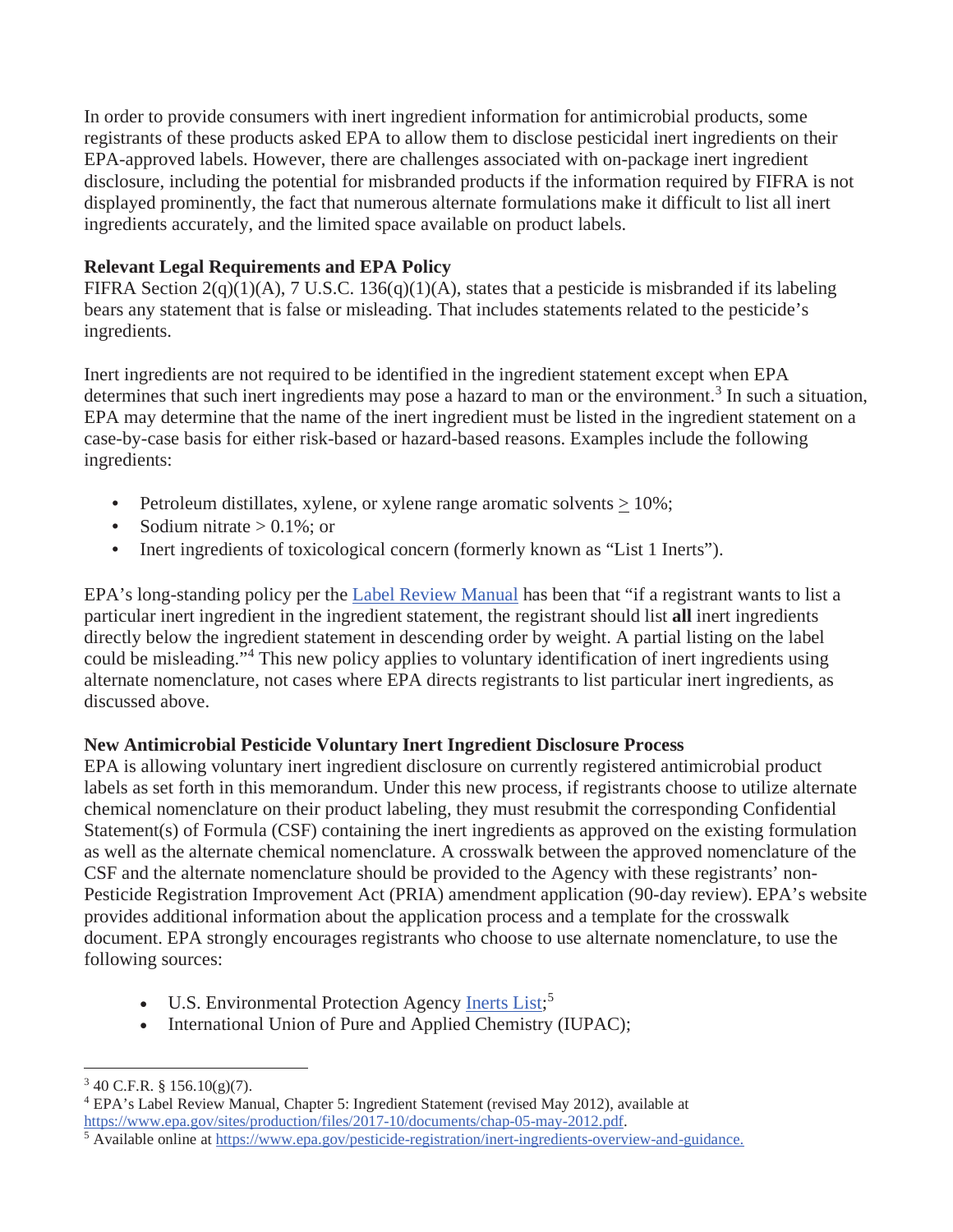In order to provide consumers with inert ingredient information for antimicrobial products, some registrants of these products asked EPA to allow them to disclose pesticidal inert ingredients on their EPA-approved labels. However, there are challenges associated with on-package inert ingredient disclosure, including the potential for misbranded products if the information required by FIFRA is not displayed prominently, the fact that numerous alternate formulations make it difficult to list all inert ingredients accurately, and the limited space available on product labels.

**Relevant Legal Requirements and EPA Policy**

FIFRA Section 2(q)(1)(A), 7 U.S.C. 136(q)(1)(A), states that a pesticide is misbranded if its labeling bears any statement that is false or misleading. That includes statements related to the pesticide's ingredients.

Inert ingredients are not required to be identified in the ingredient statement except when EPA determines that such inert ingredients may pose a hazard to man or the environment.[3] In such a situation, EPA may determine that the name of the inert ingredient must be listed in the ingredient statement on a case-by-case basis for either risk-based or hazard-based reasons. Examples include the following ingredients:

- Petroleum distillates, xylene, or xylene range aromatic solvents $\geq$ 10%;
- Sodium nitrate > 0.1%; or
- Inert ingredients of toxicological concern (formerly known as "List 1 Inerts").

EPA's long-standing policy per the Label Review Manual has been that "if a registrant wants to list a particular inert ingredient in the ingredient statement, the registrant should list **all** inert ingredients directly below the ingredient statement in descending order by weight. A partial listing on the label could be misleading."[4] This new policy applies to voluntary identification of inert ingredients using alternate nomenclature, not cases where EPA directs registrants to list particular inert ingredients, as discussed above.

**New Antimicrobial Pesticide Voluntary Inert Ingredient Disclosure Process**

EPA is allowing voluntary inert ingredient disclosure on currently registered antimicrobial product labels as set forth in this memorandum. Under this new process, if registrants choose to utilize alternate chemical nomenclature on their product labeling, they must resubmit the corresponding Confidential Statement(s) of Formula (CSF) containing the inert ingredients as approved on the existing formulation as well as the alternate chemical nomenclature. A crosswalk between the approved nomenclature of the CSF and the alternate nomenclature should be provided to the Agency with these registrants' non-Pesticide Registration Improvement Act (PRIA) amendment application (90-day review). EPA's website provides additional information about the application process and a template for the crosswalk document. EPA strongly encourages registrants who choose to use alternate nomenclature, to use the following sources:

- U.S. Environmental Protection Agency Inerts List;[5]
- International Union of Pure and Applied Chemistry (IUPAC);

---

[3] 40 C.F.R. § 156.10(g)(7).

[4] EPA's Label Review Manual, Chapter 5: Ingredient Statement (revised May 2012), available at https://www.epa.gov/sites/production/files/2017-10/documents/chap-05-may-2012.pdf.

[5] Available online at https://www.epa.gov/pesticide-registration/inert-ingredients-overview-and-guidance.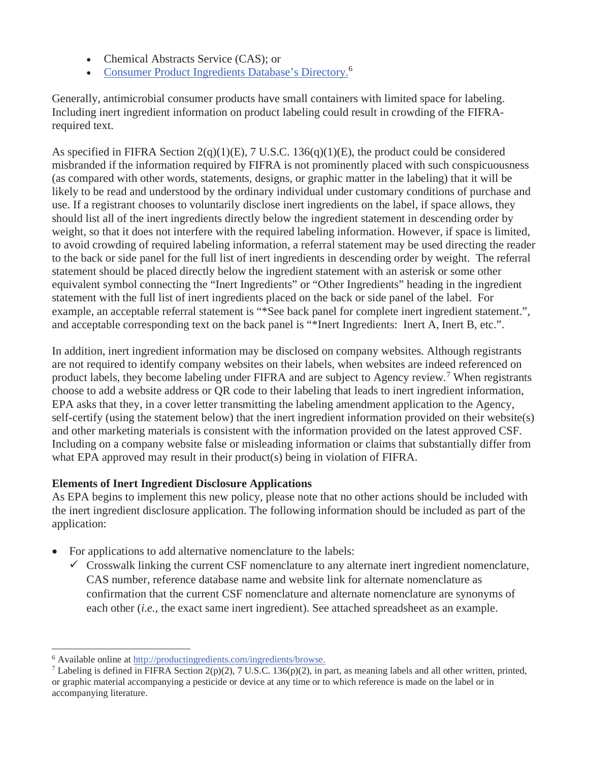- Chemical Abstracts Service (CAS); or
- [Consumer Product Ingredients Database's Directory.][6]

Generally, antimicrobial consumer products have small containers with limited space for labeling. Including inert ingredient information on product labeling could result in crowding of the FIFRA-required text.

As specified in FIFRA Section 2(q)(1)(E), 7 U.S.C. 136(q)(1)(E), the product could be considered misbranded if the information required by FIFRA is not prominently placed with such conspicuousness (as compared with other words, statements, designs, or graphic matter in the labeling) that it will be likely to be read and understood by the ordinary individual under customary conditions of purchase and use. If a registrant chooses to voluntarily disclose inert ingredients on the label, if space allows, they should list all of the inert ingredients directly below the ingredient statement in descending order by weight, so that it does not interfere with the required labeling information. However, if space is limited, to avoid crowding of required labeling information, a referral statement may be used directing the reader to the back or side panel for the full list of inert ingredients in descending order by weight. The referral statement should be placed directly below the ingredient statement with an asterisk or some other equivalent symbol connecting the "Inert Ingredients" or "Other Ingredients" heading in the ingredient statement with the full list of inert ingredients placed on the back or side panel of the label. For example, an acceptable referral statement is "*See back panel for complete inert ingredient statement.", and acceptable corresponding text on the back panel is "*Inert Ingredients: Inert A, Inert B, etc.".

In addition, inert ingredient information may be disclosed on company websites. Although registrants are not required to identify company websites on their labels, when websites are indeed referenced on product labels, they become labeling under FIFRA and are subject to Agency review.[7] When registrants choose to add a website address or QR code to their labeling that leads to inert ingredient information, EPA asks that they, in a cover letter transmitting the labeling amendment application to the Agency, self-certify (using the statement below) that the inert ingredient information provided on their website(s) and other marketing materials is consistent with the information provided on the latest approved CSF. Including on a company website false or misleading information or claims that substantially differ from what EPA approved may result in their product(s) being in violation of FIFRA.

**Elements of Inert Ingredient Disclosure Applications**

As EPA begins to implement this new policy, please note that no other actions should be included with the inert ingredient disclosure application. The following information should be included as part of the application:

- For applications to add alternative nomenclature to the labels:
  - ✓ Crosswalk linking the current CSF nomenclature to any alternate inert ingredient nomenclature, CAS number, reference database name and website link for alternate nomenclature as confirmation that the current CSF nomenclature and alternate nomenclature are synonyms of each other (*i.e.*, the exact same inert ingredient). See attached spreadsheet as an example.

---

[6] Available online at http://productingredients.com/ingredients/browse.

[7] Labeling is defined in FIFRA Section 2(p)(2), 7 U.S.C. 136(p)(2), in part, as meaning labels and all other written, printed, or graphic material accompanying a pesticide or device at any time or to which reference is made on the label or in accompanying literature.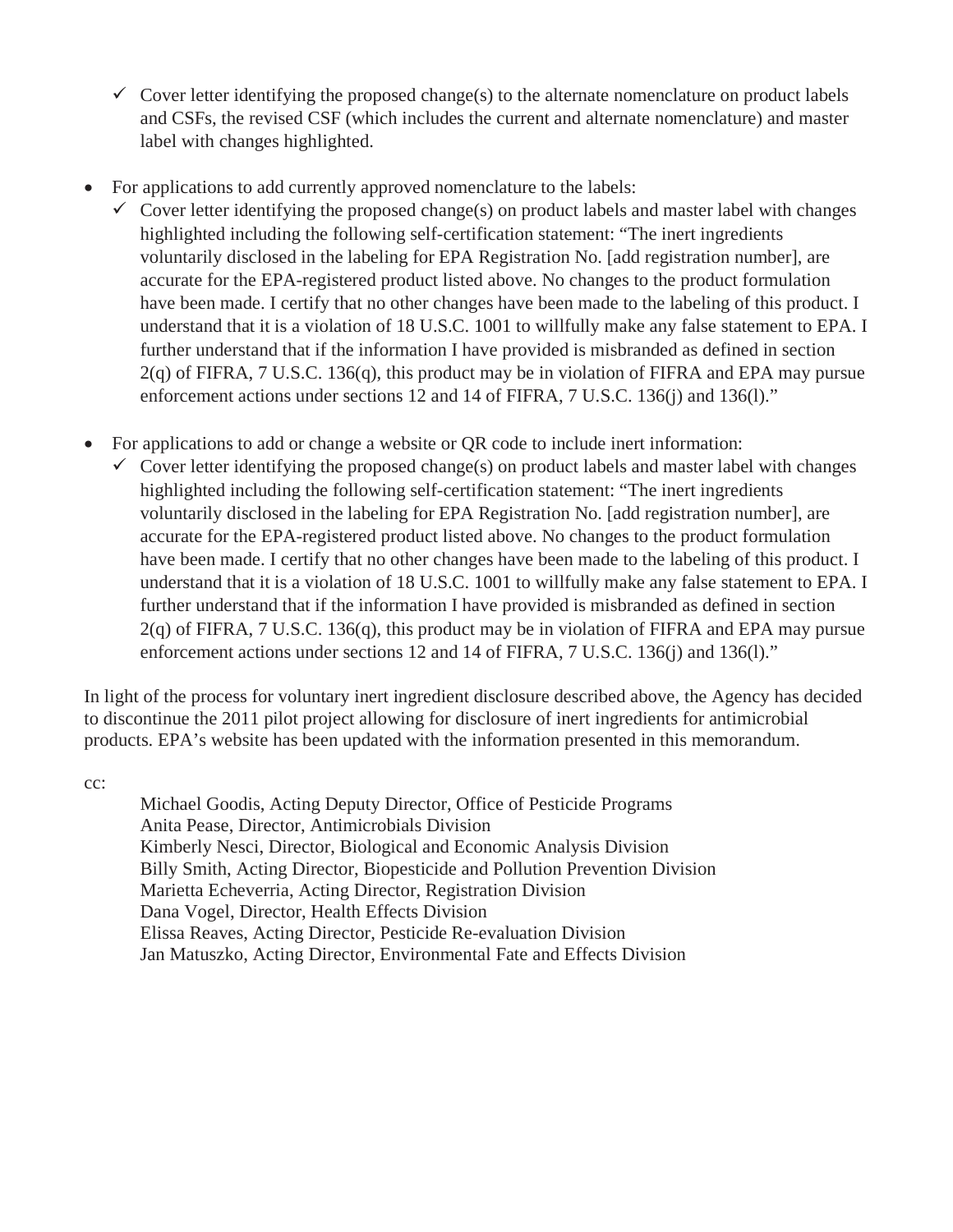- ✓ Cover letter identifying the proposed change(s) to the alternate nomenclature on product labels and CSFs, the revised CSF (which includes the current and alternate nomenclature) and master label with changes highlighted.

- For applications to add currently approved nomenclature to the labels:
  - ✓ Cover letter identifying the proposed change(s) on product labels and master label with changes highlighted including the following self-certification statement: "The inert ingredients voluntarily disclosed in the labeling for EPA Registration No. [add registration number], are accurate for the EPA-registered product listed above. No changes to the product formulation have been made. I certify that no other changes have been made to the labeling of this product. I understand that it is a violation of 18 U.S.C. 1001 to willfully make any false statement to EPA. I further understand that if the information I have provided is misbranded as defined in section 2(q) of FIFRA, 7 U.S.C. 136(q), this product may be in violation of FIFRA and EPA may pursue enforcement actions under sections 12 and 14 of FIFRA, 7 U.S.C. 136(j) and 136(l)."

- For applications to add or change a website or QR code to include inert information:
  - ✓ Cover letter identifying the proposed change(s) on product labels and master label with changes highlighted including the following self-certification statement: "The inert ingredients voluntarily disclosed in the labeling for EPA Registration No. [add registration number], are accurate for the EPA-registered product listed above. No changes to the product formulation have been made. I certify that no other changes have been made to the labeling of this product. I understand that it is a violation of 18 U.S.C. 1001 to willfully make any false statement to EPA. I further understand that if the information I have provided is misbranded as defined in section 2(q) of FIFRA, 7 U.S.C. 136(q), this product may be in violation of FIFRA and EPA may pursue enforcement actions under sections 12 and 14 of FIFRA, 7 U.S.C. 136(j) and 136(l)."

In light of the process for voluntary inert ingredient disclosure described above, the Agency has decided to discontinue the 2011 pilot project allowing for disclosure of inert ingredients for antimicrobial products. EPA's website has been updated with the information presented in this memorandum.

cc:

Michael Goodis, Acting Deputy Director, Office of Pesticide Programs
Anita Pease, Director, Antimicrobials Division
Kimberly Nesci, Director, Biological and Economic Analysis Division
Billy Smith, Acting Director, Biopesticide and Pollution Prevention Division
Marietta Echeverria, Acting Director, Registration Division
Dana Vogel, Director, Health Effects Division
Elissa Reaves, Acting Director, Pesticide Re-evaluation Division
Jan Matuszko, Acting Director, Environmental Fate and Effects Division